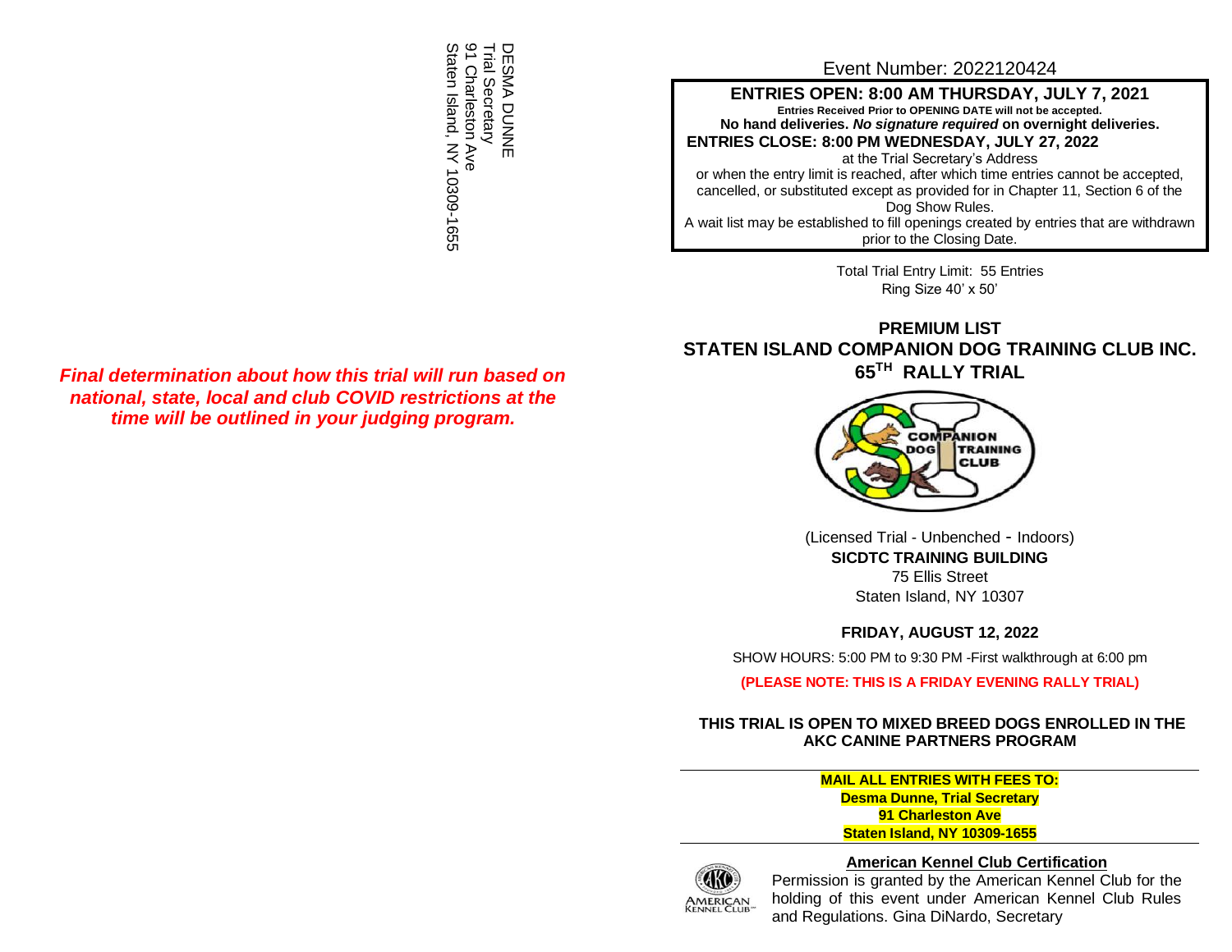DESMA DUNNE
Trial Secretary
91 Charleston Ave
Staten Island, NY 10309-1655

***Final determination about how this trial will run based on national, state, local and club COVID restrictions at the time will be outlined in your judging program.***

Event Number: 2022120424

**ENTRIES OPEN: 8:00 AM THURSDAY, JULY 7, 2021**

**Entries Received Prior to OPENING DATE will not be accepted.**

**No hand deliveries. *No signature required* on overnight deliveries.**

**ENTRIES CLOSE: 8:00 PM WEDNESDAY, JULY 27, 2022**

at the Trial Secretary's Address

or when the entry limit is reached, after which time entries cannot be accepted, cancelled, or substituted except as provided for in Chapter 11, Section 6 of the Dog Show Rules.

A wait list may be established to fill openings created by entries that are withdrawn prior to the Closing Date.

Total Trial Entry Limit: 55 Entries
Ring Size 40' x 50'

# PREMIUM LIST
# STATEN ISLAND COMPANION DOG TRAINING CLUB INC.
# 65TH RALLY TRIAL

(Licensed Trial - Unbenched - Indoors)

**SICDTC TRAINING BUILDING**
75 Ellis Street
Staten Island, NY 10307

**FRIDAY, AUGUST 12, 2022**

SHOW HOURS: 5:00 PM to 9:30 PM -First walkthrough at 6:00 pm

**(PLEASE NOTE: THIS IS A FRIDAY EVENING RALLY TRIAL)**

**THIS TRIAL IS OPEN TO MIXED BREED DOGS ENROLLED IN THE AKC CANINE PARTNERS PROGRAM**

**MAIL ALL ENTRIES WITH FEES TO:**
**Desma Dunne, Trial Secretary**
**91 Charleston Ave**
**Staten Island, NY 10309-1655**

**American Kennel Club Certification**

Permission is granted by the American Kennel Club for the holding of this event under American Kennel Club Rules and Regulations. Gina DiNardo, Secretary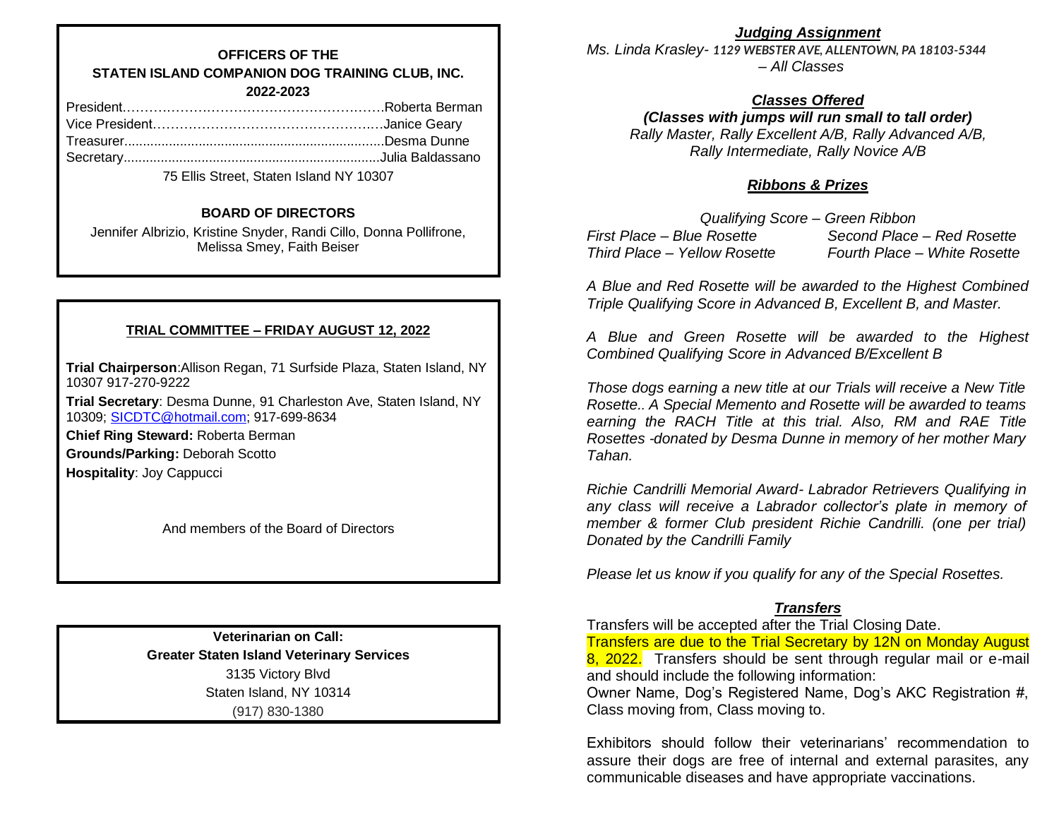### OFFICERS OF THE STATEN ISLAND COMPANION DOG TRAINING CLUB, INC.

### 2022-2023

| | |
|---|---|
| President | Roberta Berman |
| Vice President | Janice Geary |
| Treasurer | Desma Dunne |
| Secretary | Julia Baldassano |

75 Ellis Street, Staten Island NY 10307

### BOARD OF DIRECTORS

Jennifer Albrizio, Kristine Snyder, Randi Cillo, Donna Pollifrone, Melissa Smey, Faith Beiser

### TRIAL COMMITTEE – FRIDAY AUGUST 12, 2022

**Trial Chairperson**:Allison Regan, 71 Surfside Plaza, Staten Island, NY 10307 917-270-9222

**Trial Secretary**: Desma Dunne, 91 Charleston Ave, Staten Island, NY 10309; SICDTC@hotmail.com; 917-699-8634

**Chief Ring Steward:** Roberta Berman

**Grounds/Parking:** Deborah Scotto

**Hospitality**: Joy Cappucci

And members of the Board of Directors

**Veterinarian on Call:**
**Greater Staten Island Veterinary Services**
3135 Victory Blvd
Staten Island, NY 10314
(917) 830-1380

### *Judging Assignment*

*Ms. Linda Krasley- 1129 WEBSTER AVE, ALLENTOWN, PA 18103-5344 – All Classes*

### *Classes Offered*

***(Classes with jumps will run small to tall order)***

*Rally Master, Rally Excellent A/B, Rally Advanced A/B, Rally Intermediate, Rally Novice A/B*

### *Ribbons & Prizes*

*Qualifying Score – Green Ribbon*

| | |
|---|---|
| *First Place – Blue Rosette* | *Second Place – Red Rosette* |
| *Third Place – Yellow Rosette* | *Fourth Place – White Rosette* |

*A Blue and Red Rosette will be awarded to the Highest Combined Triple Qualifying Score in Advanced B, Excellent B, and Master.*

*A Blue and Green Rosette will be awarded to the Highest Combined Qualifying Score in Advanced B/Excellent B*

*Those dogs earning a new title at our Trials will receive a New Title Rosette.. A Special Memento and Rosette will be awarded to teams earning the RACH Title at this trial. Also, RM and RAE Title Rosettes -donated by Desma Dunne in memory of her mother Mary Tahan.*

*Richie Candrilli Memorial Award- Labrador Retrievers Qualifying in any class will receive a Labrador collector's plate in memory of member & former Club president Richie Candrilli. (one per trial) Donated by the Candrilli Family*

*Please let us know if you qualify for any of the Special Rosettes.*

### *Transfers*

Transfers will be accepted after the Trial Closing Date. Transfers are due to the Trial Secretary by 12N on Monday August 8, 2022. Transfers should be sent through regular mail or e-mail and should include the following information:
Owner Name, Dog's Registered Name, Dog's AKC Registration #, Class moving from, Class moving to.

Exhibitors should follow their veterinarians' recommendation to assure their dogs are free of internal and external parasites, any communicable diseases and have appropriate vaccinations.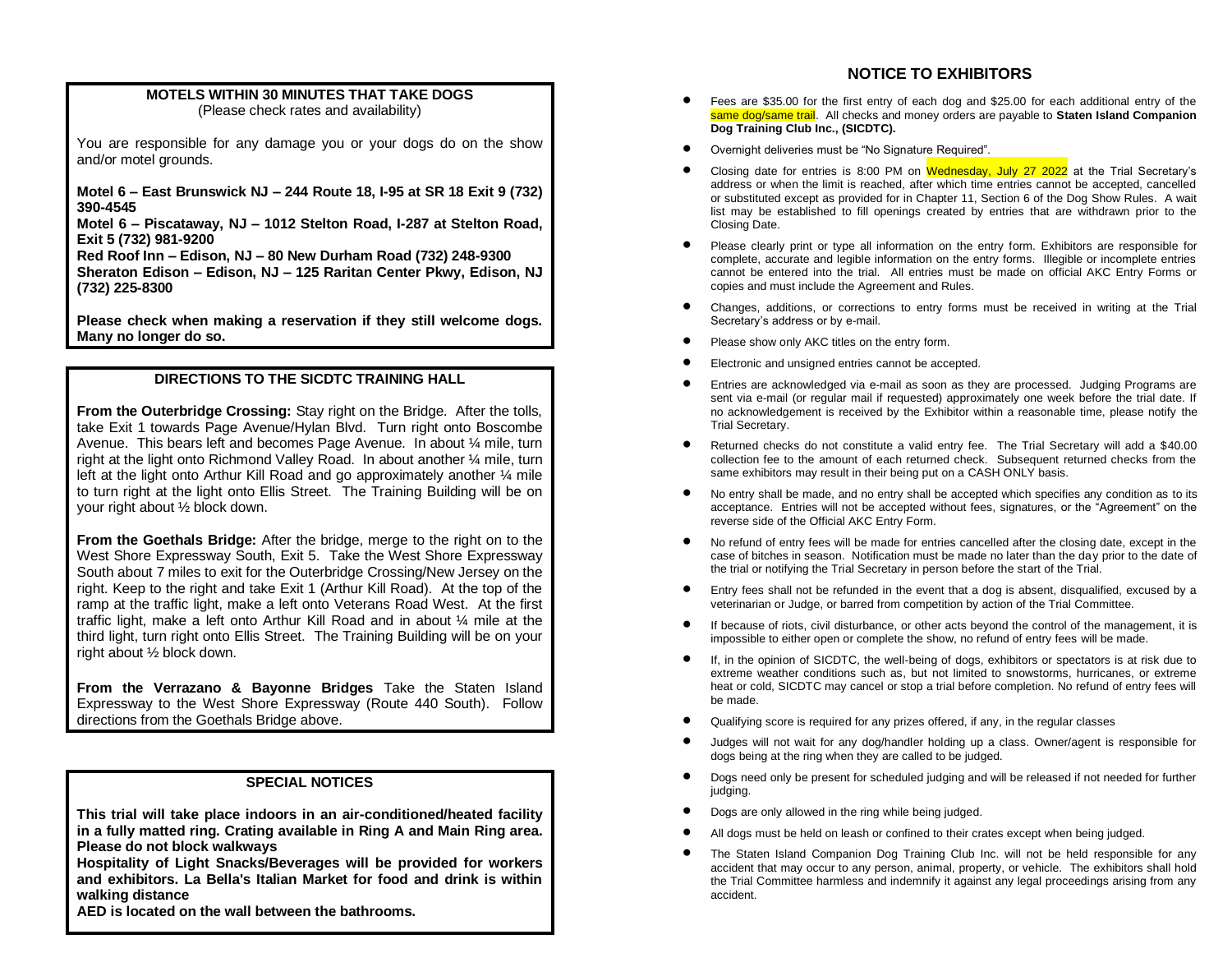## MOTELS WITHIN 30 MINUTES THAT TAKE DOGS

(Please check rates and availability)

You are responsible for any damage you or your dogs do on the show and/or motel grounds.

**Motel 6 – East Brunswick NJ – 244 Route 18, I-95 at SR 18 Exit 9 (732) 390-4545**
**Motel 6 – Piscataway, NJ – 1012 Stelton Road, I-287 at Stelton Road, Exit 5 (732) 981-9200**
**Red Roof Inn – Edison, NJ – 80 New Durham Road (732) 248-9300**
**Sheraton Edison – Edison, NJ – 125 Raritan Center Pkwy, Edison, NJ (732) 225-8300**

**Please check when making a reservation if they still welcome dogs. Many no longer do so.**

## DIRECTIONS TO THE SICDTC TRAINING HALL

**From the Outerbridge Crossing:** Stay right on the Bridge. After the tolls, take Exit 1 towards Page Avenue/Hylan Blvd. Turn right onto Boscombe Avenue. This bears left and becomes Page Avenue. In about ¼ mile, turn right at the light onto Richmond Valley Road. In about another ¼ mile, turn left at the light onto Arthur Kill Road and go approximately another ¼ mile to turn right at the light onto Ellis Street. The Training Building will be on your right about ½ block down.

**From the Goethals Bridge:** After the bridge, merge to the right on to the West Shore Expressway South, Exit 5. Take the West Shore Expressway South about 7 miles to exit for the Outerbridge Crossing/New Jersey on the right. Keep to the right and take Exit 1 (Arthur Kill Road). At the top of the ramp at the traffic light, make a left onto Veterans Road West. At the first traffic light, make a left onto Arthur Kill Road and in about ¼ mile at the third light, turn right onto Ellis Street. The Training Building will be on your right about ½ block down.

**From the Verrazano & Bayonne Bridges** Take the Staten Island Expressway to the West Shore Expressway (Route 440 South). Follow directions from the Goethals Bridge above.

## SPECIAL NOTICES

**This trial will take place indoors in an air-conditioned/heated facility in a fully matted ring. Crating available in Ring A and Main Ring area. Please do not block walkways**
**Hospitality of Light Snacks/Beverages will be provided for workers and exhibitors. La Bella's Italian Market for food and drink is within walking distance**
**AED is located on the wall between the bathrooms.**

## NOTICE TO EXHIBITORS

- Fees are $35.00 for the first entry of each dog and $25.00 for each additional entry of the same dog/same trail. All checks and money orders are payable to **Staten Island Companion Dog Training Club Inc., (SICDTC).**
- Overnight deliveries must be "No Signature Required".
- Closing date for entries is 8:00 PM on Wednesday, July 27 2022 at the Trial Secretary's address or when the limit is reached, after which time entries cannot be accepted, cancelled or substituted except as provided for in Chapter 11, Section 6 of the Dog Show Rules. A wait list may be established to fill openings created by entries that are withdrawn prior to the Closing Date.
- Please clearly print or type all information on the entry form. Exhibitors are responsible for complete, accurate and legible information on the entry forms. Illegible or incomplete entries cannot be entered into the trial. All entries must be made on official AKC Entry Forms or copies and must include the Agreement and Rules.
- Changes, additions, or corrections to entry forms must be received in writing at the Trial Secretary's address or by e-mail.
- Please show only AKC titles on the entry form.
- Electronic and unsigned entries cannot be accepted.
- Entries are acknowledged via e-mail as soon as they are processed. Judging Programs are sent via e-mail (or regular mail if requested) approximately one week before the trial date. If no acknowledgement is received by the Exhibitor within a reasonable time, please notify the Trial Secretary.
- Returned checks do not constitute a valid entry fee. The Trial Secretary will add a $40.00 collection fee to the amount of each returned check. Subsequent returned checks from the same exhibitors may result in their being put on a CASH ONLY basis.
- No entry shall be made, and no entry shall be accepted which specifies any condition as to its acceptance. Entries will not be accepted without fees, signatures, or the "Agreement" on the reverse side of the Official AKC Entry Form.
- No refund of entry fees will be made for entries cancelled after the closing date, except in the case of bitches in season. Notification must be made no later than the day prior to the date of the trial or notifying the Trial Secretary in person before the start of the Trial.
- Entry fees shall not be refunded in the event that a dog is absent, disqualified, excused by a veterinarian or Judge, or barred from competition by action of the Trial Committee.
- If because of riots, civil disturbance, or other acts beyond the control of the management, it is impossible to either open or complete the show, no refund of entry fees will be made.
- If, in the opinion of SICDTC, the well-being of dogs, exhibitors or spectators is at risk due to extreme weather conditions such as, but not limited to snowstorms, hurricanes, or extreme heat or cold, SICDTC may cancel or stop a trial before completion. No refund of entry fees will be made.
- Qualifying score is required for any prizes offered, if any, in the regular classes
- Judges will not wait for any dog/handler holding up a class. Owner/agent is responsible for dogs being at the ring when they are called to be judged.
- Dogs need only be present for scheduled judging and will be released if not needed for further judging.
- Dogs are only allowed in the ring while being judged.
- All dogs must be held on leash or confined to their crates except when being judged.
- The Staten Island Companion Dog Training Club Inc. will not be held responsible for any accident that may occur to any person, animal, property, or vehicle. The exhibitors shall hold the Trial Committee harmless and indemnify it against any legal proceedings arising from any accident.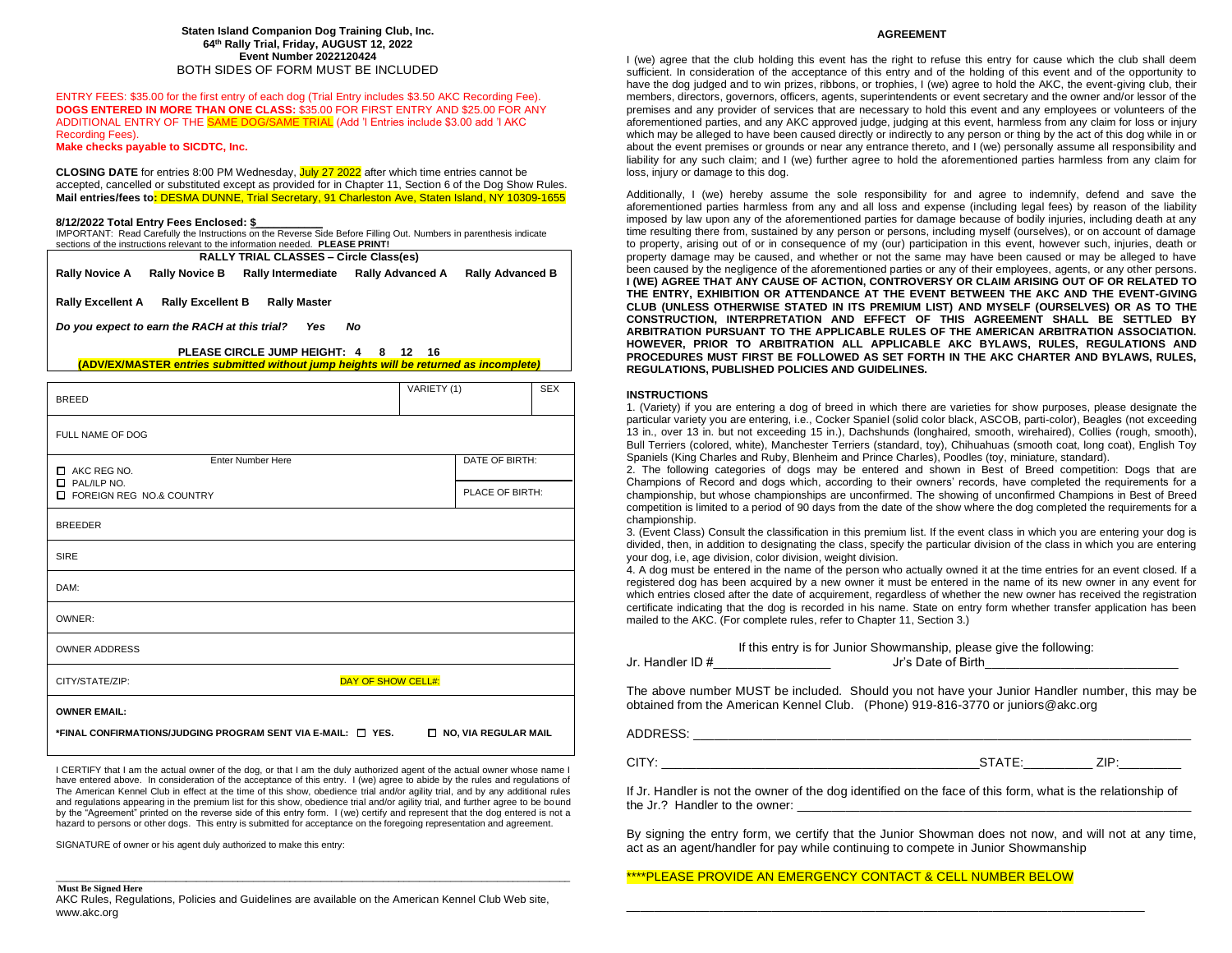**Staten Island Companion Dog Training Club, Inc.**
**64th Rally Trial, Friday, AUGUST 12, 2022**
**Event Number 2022120424**
BOTH SIDES OF FORM MUST BE INCLUDED

ENTRY FEES: $35.00 for the first entry of each dog (Trial Entry includes $3.50 AKC Recording Fee). **DOGS ENTERED IN MORE THAN ONE CLASS:** $35.00 FOR FIRST ENTRY AND $25.00 FOR ANY ADDITIONAL ENTRY OF THE SAME DOG/SAME TRIAL (Add 'l Entries include $3.00 add 'l AKC Recording Fees).
**Make checks payable to SICDTC, Inc.**

**CLOSING DATE** for entries 8:00 PM Wednesday, July 27 2022 after which time entries cannot be accepted, cancelled or substituted except as provided for in Chapter 11, Section 6 of the Dog Show Rules.
**Mail entries/fees to:** DESMA DUNNE, Trial Secretary, 91 Charleston Ave, Staten Island, NY 10309-1655

**8/12/2022 Total Entry Fees Enclosed: $__________**
IMPORTANT: Read Carefully the Instructions on the Reverse Side Before Filling Out. Numbers in parenthesis indicate sections of the instructions relevant to the information needed. **PLEASE PRINT!**

**RALLY TRIAL CLASSES – Circle Class(es)**

**Rally Novice A   Rally Novice B   Rally Intermediate   Rally Advanced A   Rally Advanced B**

**Rally Excellent A   Rally Excellent B   Rally Master**

***Do you expect to earn the RACH at this trial?   Yes   No***

**PLEASE CIRCLE JUMP HEIGHT: 4   8   12   16**
**(ADV/EX/MASTER *entries submitted without jump heights will be returned as incomplete)***

| | | |
|---|---|---|
| BREED | VARIETY (1) | SEX |
| FULL NAME OF DOG | | |
| ☐ AKC REG NO. ☐ PAL/ILP NO. ☐ FOREIGN REG NO.& COUNTRY — Enter Number Here | DATE OF BIRTH: / PLACE OF BIRTH: | |
| BREEDER | | |
| SIRE | | |
| DAM: | | |
| OWNER: | | |
| OWNER ADDRESS | | |
| CITY/STATE/ZIP: | DAY OF SHOW CELL#: | |
| **OWNER EMAIL:** **\*FINAL CONFIRMATIONS/JUDGING PROGRAM SENT VIA E-MAIL: ☐ YES. ☐ NO, VIA REGULAR MAIL** | | |

I CERTIFY that I am the actual owner of the dog, or that I am the duly authorized agent of the actual owner whose name I have entered above. In consideration of the acceptance of this entry. I (we) agree to abide by the rules and regulations of The American Kennel Club in effect at the time of this show, obedience trial and/or agility trial, and by any additional rules and regulations appearing in the premium list for this show, obedience trial and/or agility trial, and further agree to be bound by the "Agreement" printed on the reverse side of this entry form. I (we) certify and represent that the dog entered is not a hazard to persons or other dogs. This entry is submitted for acceptance on the foregoing representation and agreement.

SIGNATURE of owner or his agent duly authorized to make this entry:

_______________________________________________

**Must Be Signed Here**
AKC Rules, Regulations, Policies and Guidelines are available on the American Kennel Club Web site, www.akc.org

## AGREEMENT

I (we) agree that the club holding this event has the right to refuse this entry for cause which the club shall deem sufficient. In consideration of the acceptance of this entry and of the holding of this event and of the opportunity to have the dog judged and to win prizes, ribbons, or trophies, I (we) agree to hold the AKC, the event-giving club, their members, directors, governors, officers, agents, superintendents or event secretary and the owner and/or lessor of the premises and any provider of services that are necessary to hold this event and any employees or volunteers of the aforementioned parties, and any AKC approved judge, judging at this event, harmless from any claim for loss or injury which may be alleged to have been caused directly or indirectly to any person or thing by the act of this dog while in or about the event premises or grounds or near any entrance thereto, and I (we) personally assume all responsibility and liability for any such claim; and I (we) further agree to hold the aforementioned parties harmless from any claim for loss, injury or damage to this dog.

Additionally, I (we) hereby assume the sole responsibility for and agree to indemnify, defend and save the aforementioned parties harmless from any and all loss and expense (including legal fees) by reason of the liability imposed by law upon any of the aforementioned parties for damage because of bodily injuries, including death at any time resulting there from, sustained by any person or persons, including myself (ourselves), or on account of damage to property, arising out of or in consequence of my (our) participation in this event, however such, injuries, death or property damage may be caused, and whether or not the same may have been caused or may be alleged to have been caused by the negligence of the aforementioned parties or any of their employees, agents, or any other persons. **I (WE) AGREE THAT ANY CAUSE OF ACTION, CONTROVERSY OR CLAIM ARISING OUT OF OR RELATED TO THE ENTRY, EXHIBITION OR ATTENDANCE AT THE EVENT BETWEEN THE AKC AND THE EVENT-GIVING CLUB (UNLESS OTHERWISE STATED IN ITS PREMIUM LIST) AND MYSELF (OURSELVES) OR AS TO THE CONSTRUCTION, INTERPRETATION AND EFFECT OF THIS AGREEMENT SHALL BE SETTLED BY ARBITRATION PURSUANT TO THE APPLICABLE RULES OF THE AMERICAN ARBITRATION ASSOCIATION. HOWEVER, PRIOR TO ARBITRATION ALL APPLICABLE AKC BYLAWS, RULES, REGULATIONS AND PROCEDURES MUST FIRST BE FOLLOWED AS SET FORTH IN THE AKC CHARTER AND BYLAWS, RULES, REGULATIONS, PUBLISHED POLICIES AND GUIDELINES.**

**INSTRUCTIONS**

1. (Variety) if you are entering a dog of breed in which there are varieties for show purposes, please designate the particular variety you are entering, i.e., Cocker Spaniel (solid color black, ASCOB, parti-color), Beagles (not exceeding 13 in., over 13 in. but not exceeding 15 in.), Dachshunds (longhaired, smooth, wirehaired), Collies (rough, smooth), Bull Terriers (colored, white), Manchester Terriers (standard, toy), Chihuahuas (smooth coat, long coat), English Toy Spaniels (King Charles and Ruby, Blenheim and Prince Charles), Poodles (toy, miniature, standard).
2. The following categories of dogs may be entered and shown in Best of Breed competition: Dogs that are Champions of Record and dogs which, according to their owners' records, have completed the requirements for a championship, but whose championships are unconfirmed. The showing of unconfirmed Champions in Best of Breed competition is limited to a period of 90 days from the date of the show where the dog completed the requirements for a championship.
3. (Event Class) Consult the classification in this premium list. If the event class in which you are entering your dog is divided, then, in addition to designating the class, specify the particular division of the class in which you are entering your dog, i.e, age division, color division, weight division.
4. A dog must be entered in the name of the person who actually owned it at the time entries for an event closed. If a registered dog has been acquired by a new owner it must be entered in the name of its new owner in any event for which entries closed after the date of acquirement, regardless of whether the new owner has received the registration certificate indicating that the dog is recorded in his name. State on entry form whether transfer application has been mailed to the AKC. (For complete rules, refer to Chapter 11, Section 3.)

If this entry is for Junior Showmanship, please give the following:

Jr. Handler ID #_________________   Jr's Date of Birth___________________________

The above number MUST be included. Should you not have your Junior Handler number, this may be obtained from the American Kennel Club. (Phone) 919-816-3770 or juniors@akc.org

ADDRESS: ___________________________________________________________________

CITY: ____________________________________________STATE:__________ ZIP:_________

If Jr. Handler is not the owner of the dog identified on the face of this form, what is the relationship of the Jr.? Handler to the owner: ___________________________________________________

By signing the entry form, we certify that the Junior Showman does not now, and will not at any time, act as an agent/handler for pay while continuing to compete in Junior Showmanship

\*\*\*\*PLEASE PROVIDE AN EMERGENCY CONTACT & CELL NUMBER BELOW

___________________________________________________________________________